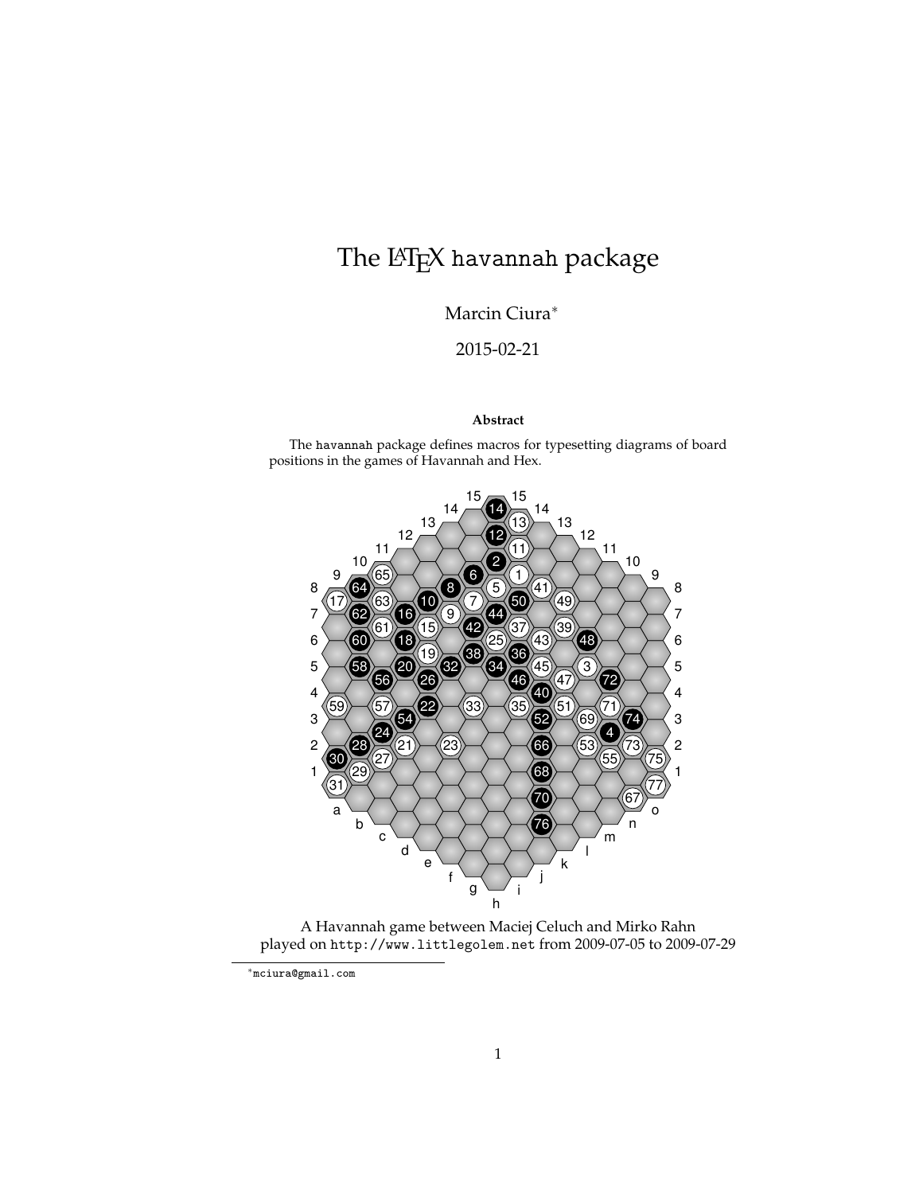# The LaTeX havannah package

Marcin Ciura[*]

2015-02-21

**Abstract**

The havannah package defines macros for typesetting diagrams of board positions in the games of Havannah and Hex.

A Havannah game between Maciej Celuch and Mirko Rahn played on http://www.littlegolem.net from 2009-07-05 to 2009-07-29

[*] mciura@gmail.com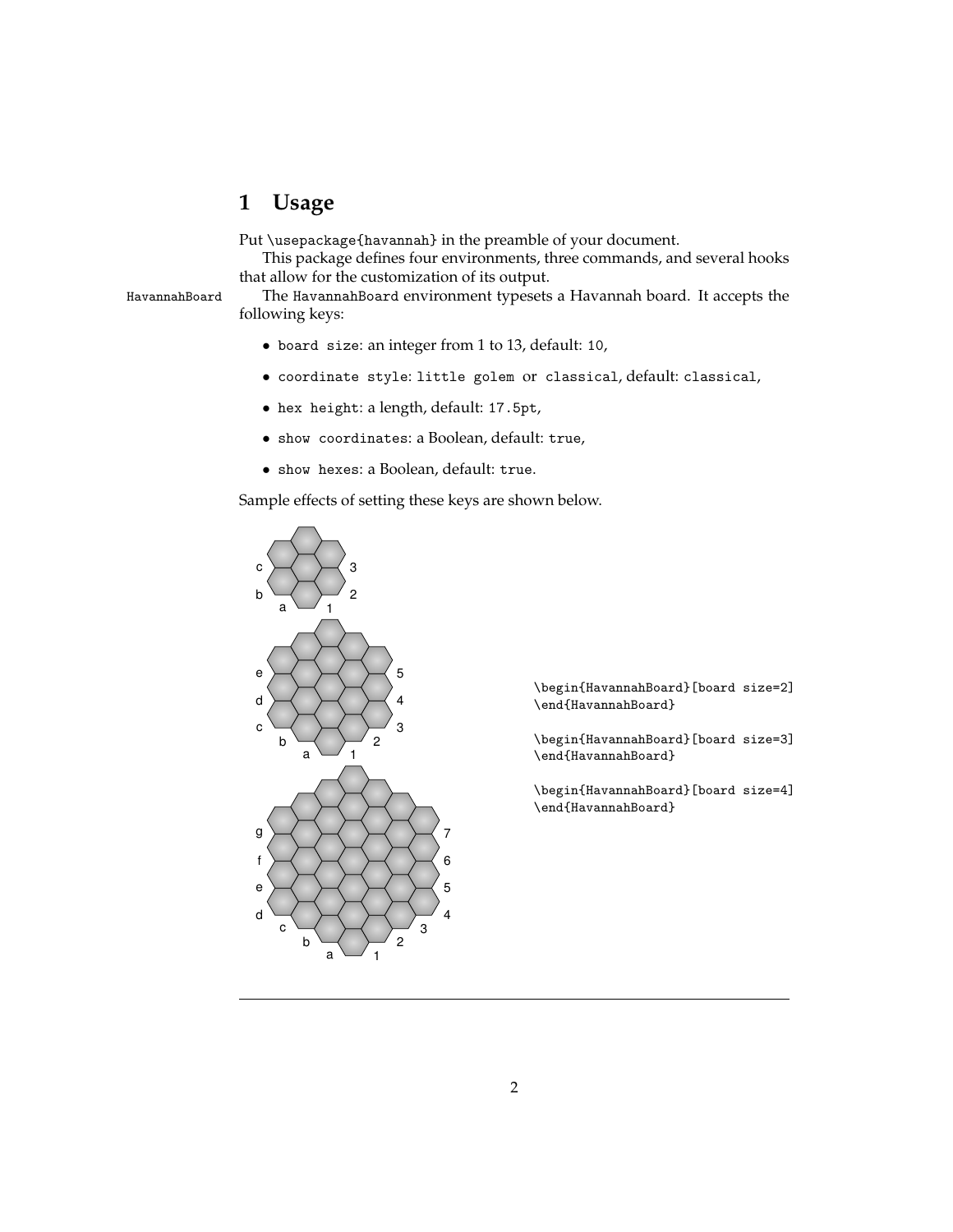# 1 Usage

Put `\usepackage{havannah}` in the preamble of your document.

This package defines four environments, three commands, and several hooks that allow for the customization of its output.

HavannahBoard The `HavannahBoard` environment typesets a Havannah board. It accepts the following keys:

- `board size`: an integer from 1 to 13, default: `10`,
- `coordinate style`: `little golem` or `classical`, default: `classical`,
- `hex height`: a length, default: `17.5pt`,
- `show coordinates`: a Boolean, default: `true`,
- `show hexes`: a Boolean, default: `true`.

Sample effects of setting these keys are shown below.

```
\begin{HavannahBoard}[board size=2]
\end{HavannahBoard}

\begin{HavannahBoard}[board size=3]
\end{HavannahBoard}

\begin{HavannahBoard}[board size=4]
\end{HavannahBoard}
```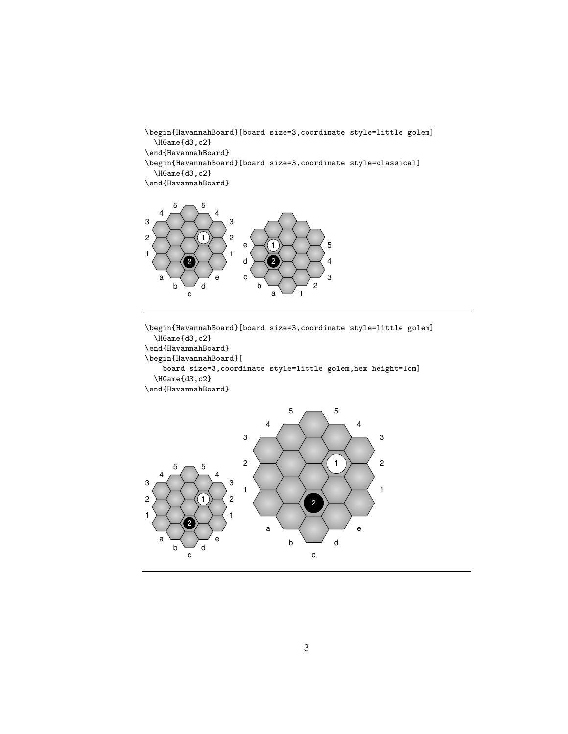```
\begin{HavannahBoard}[board size=3,coordinate style=little golem]
  \HGame{d3,c2}
\end{HavannahBoard}
\begin{HavannahBoard}[board size=3,coordinate style=classical]
  \HGame{d3,c2}
\end{HavannahBoard}
```

---

```
\begin{HavannahBoard}[board size=3,coordinate style=little golem]
  \HGame{d3,c2}
\end{HavannahBoard}
\begin{HavannahBoard}[
    board size=3,coordinate style=little golem,hex height=1cm]
  \HGame{d3,c2}
\end{HavannahBoard}
```

---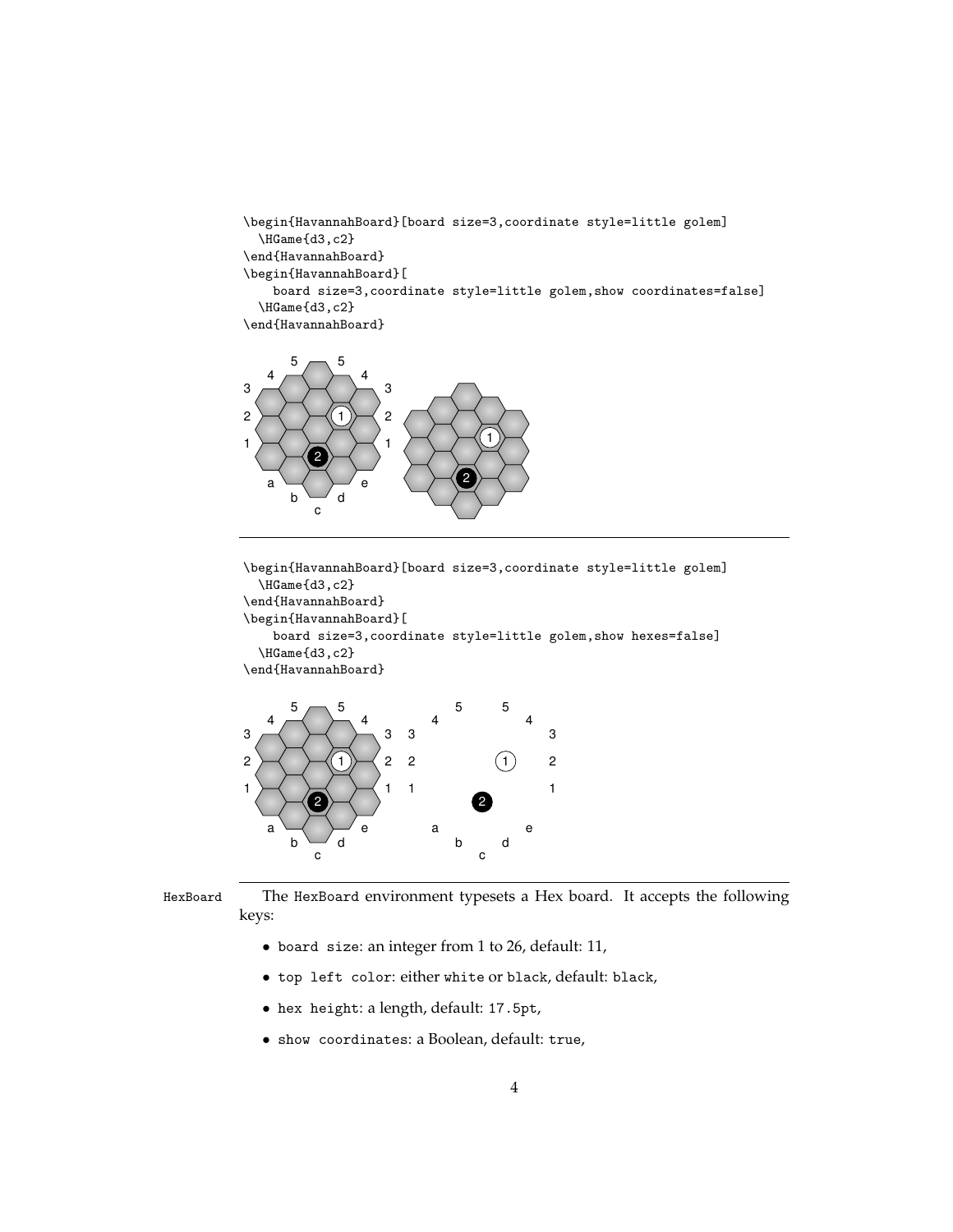```
\begin{HavannahBoard}[board size=3,coordinate style=little golem]
  \HGame{d3,c2}
\end{HavannahBoard}
\begin{HavannahBoard}[
    board size=3,coordinate style=little golem,show coordinates=false]
  \HGame{d3,c2}
\end{HavannahBoard}
```

---

```
\begin{HavannahBoard}[board size=3,coordinate style=little golem]
  \HGame{d3,c2}
\end{HavannahBoard}
\begin{HavannahBoard}[
    board size=3,coordinate style=little golem,show hexes=false]
  \HGame{d3,c2}
\end{HavannahBoard}
```

---

HexBoard

The HexBoard environment typesets a Hex board. It accepts the following keys:

- board size: an integer from 1 to 26, default: 11,
- top left color: either white or black, default: black,
- hex height: a length, default: 17.5pt,
- show coordinates: a Boolean, default: true,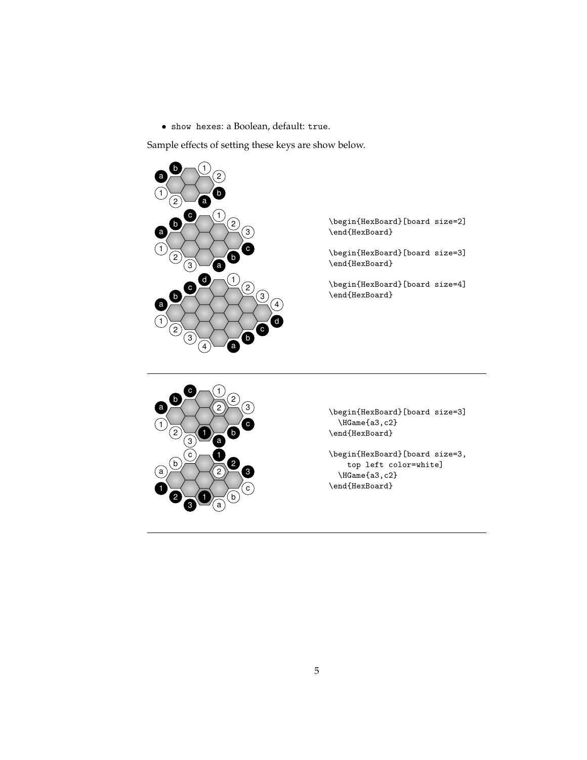- show hexes: a Boolean, default: true.

Sample effects of setting these keys are show below.

```
\begin{HexBoard}[board size=2]
\end{HexBoard}

\begin{HexBoard}[board size=3]
\end{HexBoard}

\begin{HexBoard}[board size=4]
\end{HexBoard}
```

---

```
\begin{HexBoard}[board size=3]
  \HGame{a3,c2}
\end{HexBoard}

\begin{HexBoard}[board size=3,
    top left color=white]
  \HGame{a3,c2}
\end{HexBoard}
```

---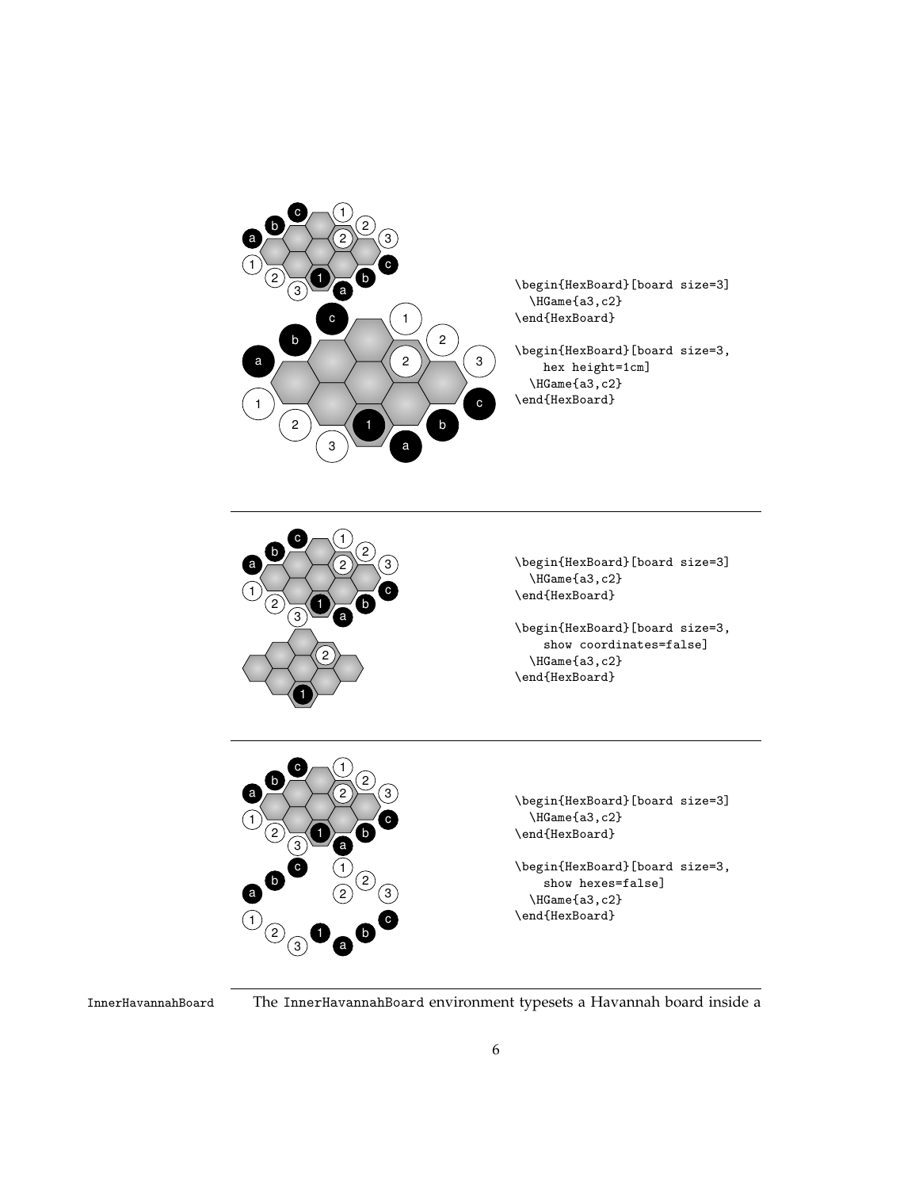```
\begin{HexBoard}[board size=3]
  \HGame{a3,c2}
\end{HexBoard}

\begin{HexBoard}[board size=3,
    hex height=1cm]
  \HGame{a3,c2}
\end{HexBoard}
```

```
\begin{HexBoard}[board size=3]
  \HGame{a3,c2}
\end{HexBoard}

\begin{HexBoard}[board size=3,
    show coordinates=false]
  \HGame{a3,c2}
\end{HexBoard}
```

```
\begin{HexBoard}[board size=3]
  \HGame{a3,c2}
\end{HexBoard}

\begin{HexBoard}[board size=3,
    show hexes=false]
  \HGame{a3,c2}
\end{HexBoard}
```

`InnerHavannahBoard` The `InnerHavannahBoard` environment typesets a Havannah board inside a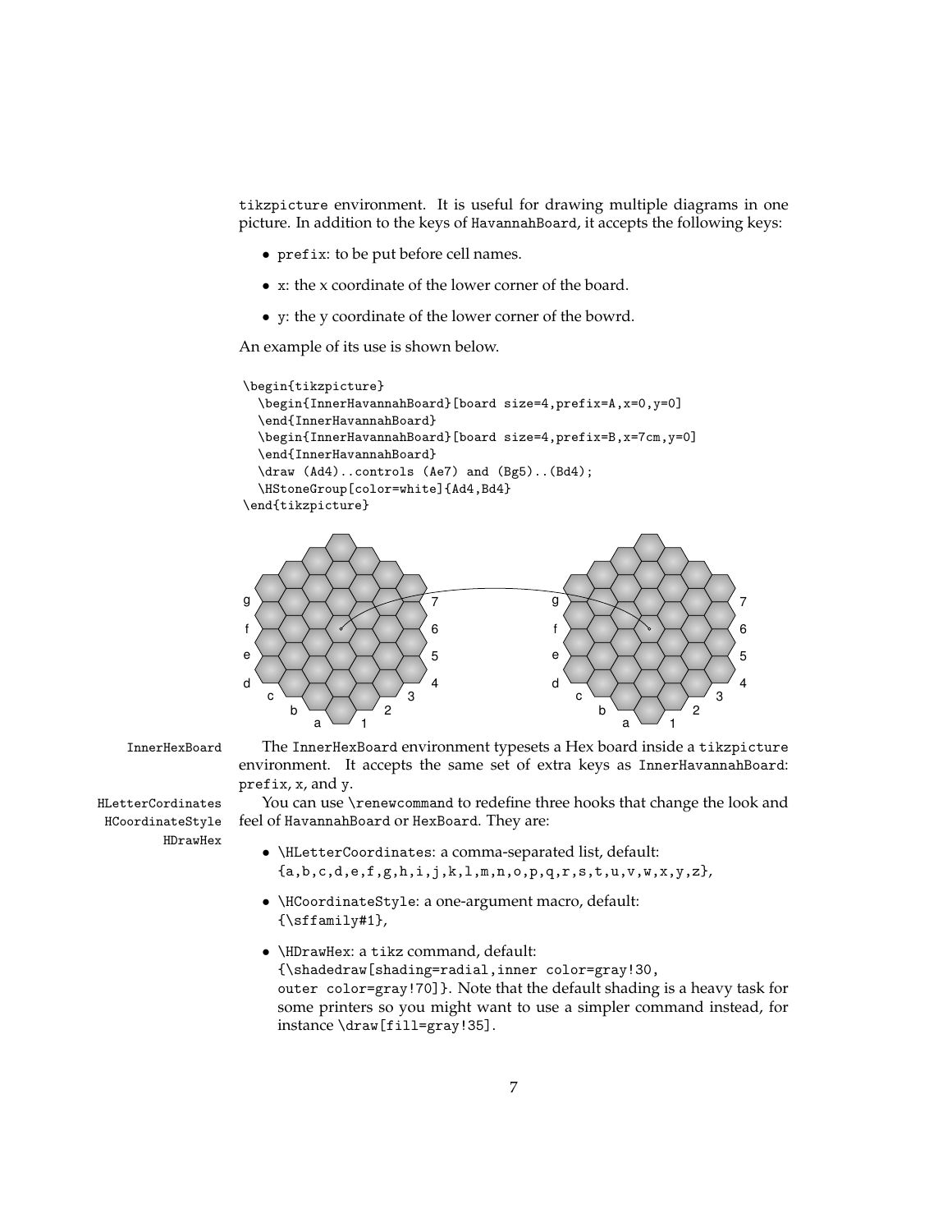tikzpicture environment. It is useful for drawing multiple diagrams in one picture. In addition to the keys of HavannahBoard, it accepts the following keys:

- prefix: to be put before cell names.
- x: the x coordinate of the lower corner of the board.
- y: the y coordinate of the lower corner of the bowrd.

An example of its use is shown below.

```
\begin{tikzpicture}
  \begin{InnerHavannahBoard}[board size=4,prefix=A,x=0,y=0]
  \end{InnerHavannahBoard}
  \begin{InnerHavannahBoard}[board size=4,prefix=B,x=7cm,y=0]
  \end{InnerHavannahBoard}
  \draw (Ad4)..controls (Ae7) and (Bg5)..(Bd4);
  \HStoneGroup[color=white]{Ad4,Bd4}
\end{tikzpicture}
```

InnerHexBoard

The InnerHexBoard environment typesets a Hex board inside a tikzpicture environment. It accepts the same set of extra keys as InnerHavannahBoard: prefix, x, and y.

HLetterCordinates
HCoordinateStyle
HDrawHex

You can use \renewcommand to redefine three hooks that change the look and feel of HavannahBoard or HexBoard. They are:

- \HLetterCoordinates: a comma-separated list, default: {a,b,c,d,e,f,g,h,i,j,k,l,m,n,o,p,q,r,s,t,u,v,w,x,y,z},
- \HCoordinateStyle: a one-argument macro, default: {\sffamily#1},
- \HDrawHex: a tikz command, default: {\shadedraw[shading=radial,inner color=gray!30, outer color=gray!70]}. Note that the default shading is a heavy task for some printers so you might want to use a simpler command instead, for instance \draw[fill=gray!35].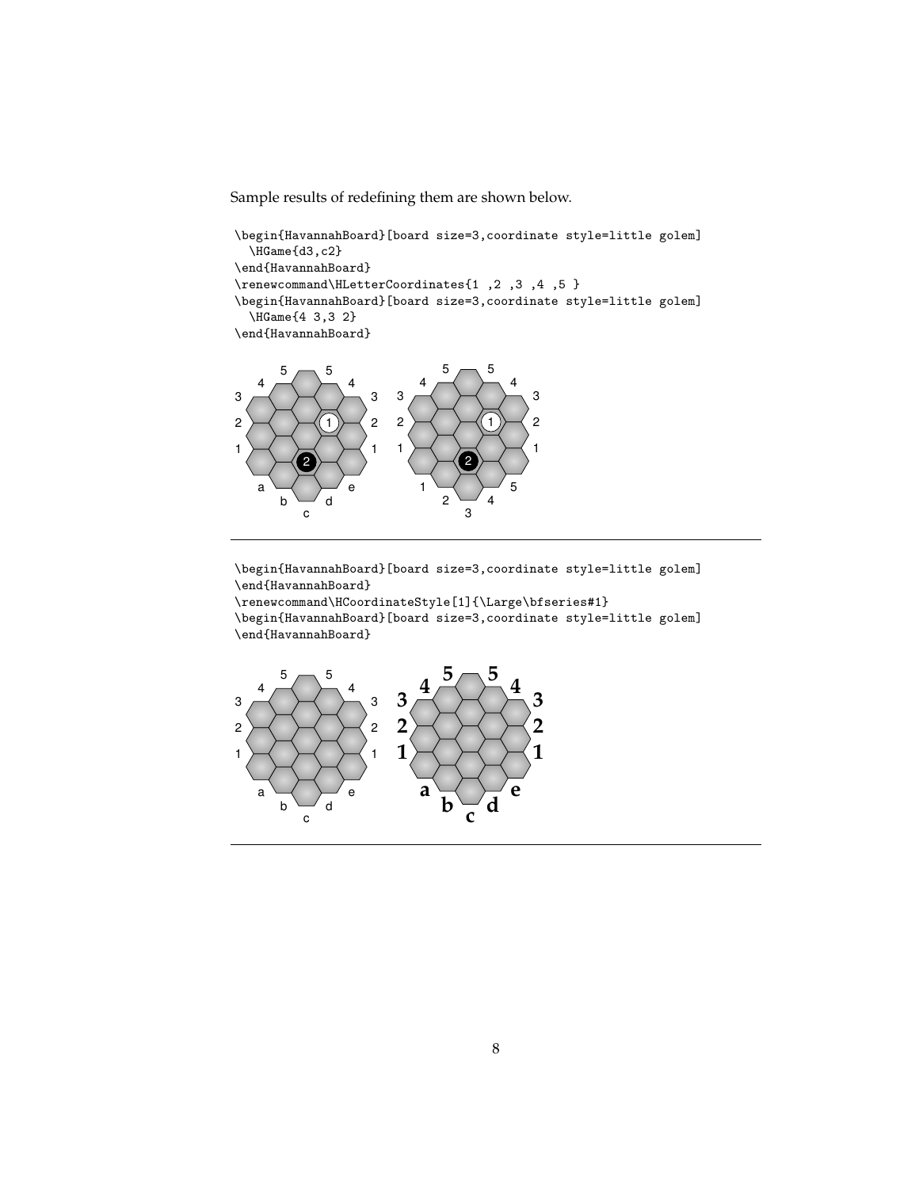Sample results of redefining them are shown below.

```
\begin{HavannahBoard}[board size=3,coordinate style=little golem]
  \HGame{d3,c2}
\end{HavannahBoard}
\renewcommand\HLetterCoordinates{1 ,2 ,3 ,4 ,5 }
\begin{HavannahBoard}[board size=3,coordinate style=little golem]
  \HGame{4 3,3 2}
\end{HavannahBoard}
```

---

```
\begin{HavannahBoard}[board size=3,coordinate style=little golem]
\end{HavannahBoard}
\renewcommand\HCoordinateStyle[1]{\Large\bfseries#1}
\begin{HavannahBoard}[board size=3,coordinate style=little golem]
\end{HavannahBoard}
```

---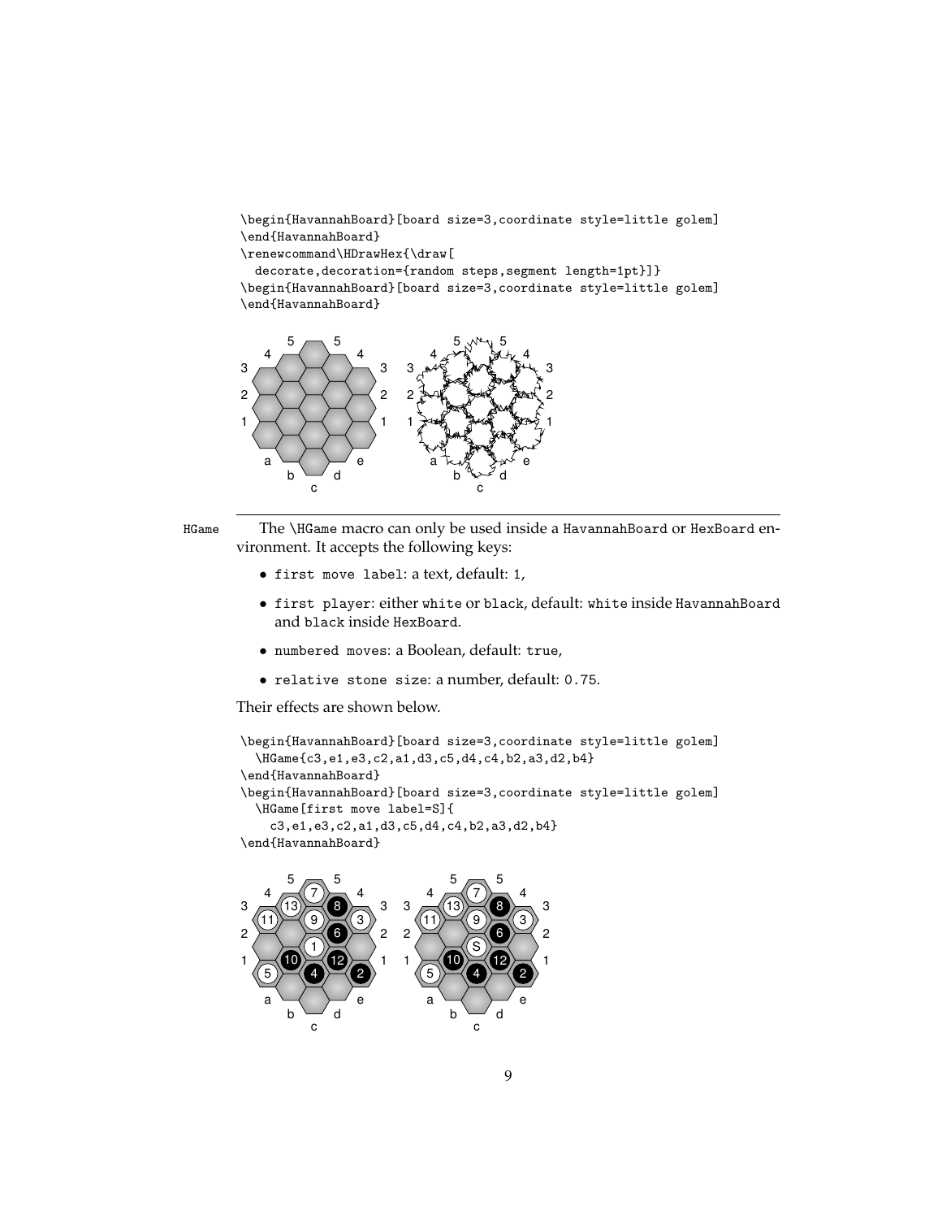```
\begin{HavannahBoard}[board size=3,coordinate style=little golem]
\end{HavannahBoard}
\renewcommand\HDrawHex{\draw[
  decorate,decoration={random steps,segment length=1pt}]}
\begin{HavannahBoard}[board size=3,coordinate style=little golem]
\end{HavannahBoard}
```

HGame

The `\HGame` macro can only be used inside a `HavannahBoard` or `HexBoard` environment. It accepts the following keys:

- `first move label`: a text, default: `1`,
- `first player`: either `white` or `black`, default: `white` inside `HavannahBoard` and `black` inside `HexBoard`.
- `numbered moves`: a Boolean, default: `true`,
- `relative stone size`: a number, default: `0.75`.

Their effects are shown below.

```
\begin{HavannahBoard}[board size=3,coordinate style=little golem]
  \HGame{c3,e1,e3,c2,a1,d3,c5,d4,c4,b2,a3,d2,b4}
\end{HavannahBoard}
\begin{HavannahBoard}[board size=3,coordinate style=little golem]
  \HGame[first move label=S]{
    c3,e1,e3,c2,a1,d3,c5,d4,c4,b2,a3,d2,b4}
\end{HavannahBoard}
```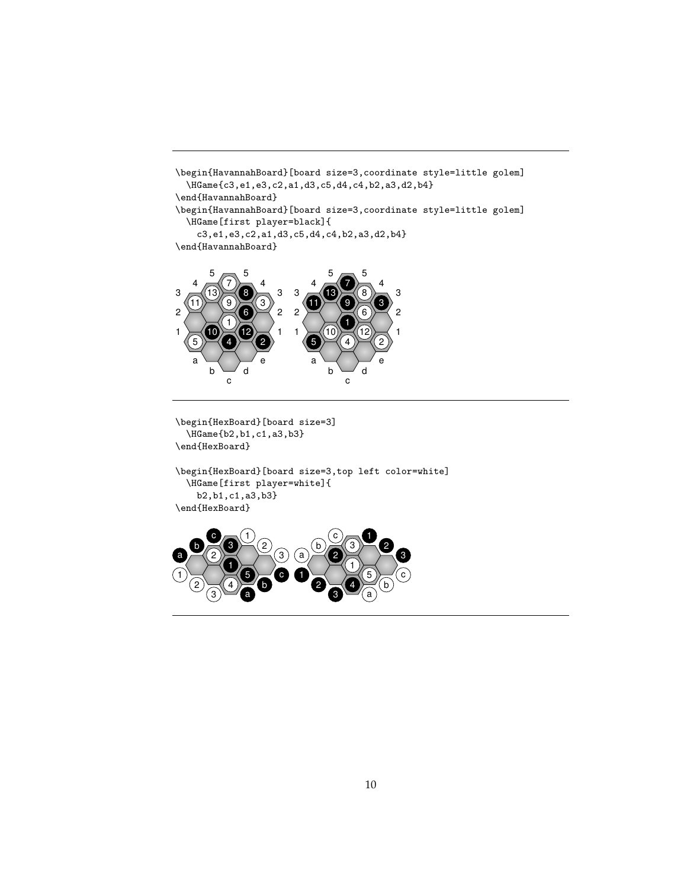```
\begin{HavannahBoard}[board size=3,coordinate style=little golem]
  \HGame{c3,e1,e3,c2,a1,d3,c5,d4,c4,b2,a3,d2,b4}
\end{HavannahBoard}
\begin{HavannahBoard}[board size=3,coordinate style=little golem]
  \HGame[first player=black]{
    c3,e1,e3,c2,a1,d3,c5,d4,c4,b2,a3,d2,b4}
\end{HavannahBoard}
```

```
\begin{HexBoard}[board size=3]
  \HGame{b2,b1,c1,a3,b3}
\end{HexBoard}

\begin{HexBoard}[board size=3,top left color=white]
  \HGame[first player=white]{
    b2,b1,c1,a3,b3}
\end{HexBoard}
```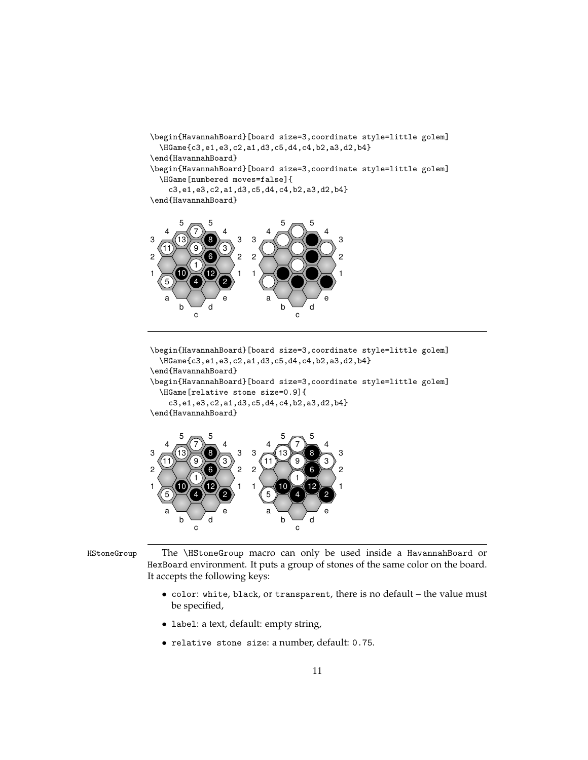```
\begin{HavannahBoard}[board size=3,coordinate style=little golem]
  \HGame{c3,e1,e3,c2,a1,d3,c5,d4,c4,b2,a3,d2,b4}
\end{HavannahBoard}
\begin{HavannahBoard}[board size=3,coordinate style=little golem]
  \HGame[numbered moves=false]{
    c3,e1,e3,c2,a1,d3,c5,d4,c4,b2,a3,d2,b4}
\end{HavannahBoard}
```

---

```
\begin{HavannahBoard}[board size=3,coordinate style=little golem]
  \HGame{c3,e1,e3,c2,a1,d3,c5,d4,c4,b2,a3,d2,b4}
\end{HavannahBoard}
\begin{HavannahBoard}[board size=3,coordinate style=little golem]
  \HGame[relative stone size=0.9]{
    c3,e1,e3,c2,a1,d3,c5,d4,c4,b2,a3,d2,b4}
\end{HavannahBoard}
```

---

HStoneGroup

The `\HStoneGroup` macro can only be used inside a `HavannahBoard` or `HexBoard` environment. It puts a group of stones of the same color on the board. It accepts the following keys:

- `color`: `white`, `black`, or `transparent`, there is no default – the value must be specified,
- `label`: a text, default: empty string,
- `relative stone size`: a number, default: `0.75`.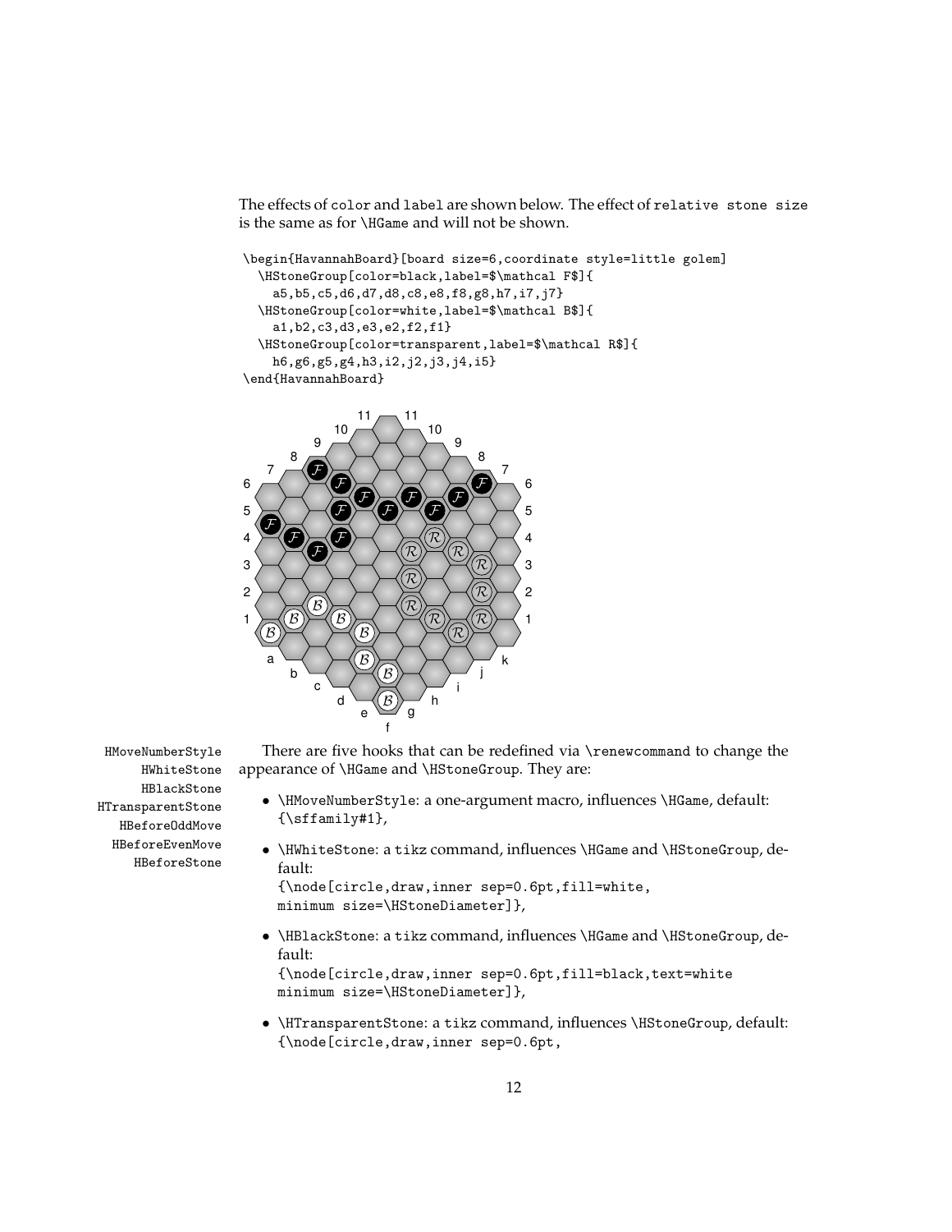The effects of `color` and `label` are shown below. The effect of `relative stone size` is the same as for `\HGame` and will not be shown.

```
\begin{HavannahBoard}[board size=6,coordinate style=little golem]
  \HStoneGroup[color=black,label=$\mathcal F$]{
    a5,b5,c5,d6,d7,d8,c8,e8,f8,g8,h7,i7,j7}
  \HStoneGroup[color=white,label=$\mathcal B$]{
    a1,b2,c3,d3,e3,e2,f2,f1}
  \HStoneGroup[color=transparent,label=$\mathcal R$]{
    h6,g6,g5,g4,h3,i2,j2,j3,j4,i5}
\end{HavannahBoard}
```

HMoveNumberStyle
HWhiteStone
HBlackStone
HTransparentStone
HBeforeOddMove
HBeforeEvenMove
HBeforeStone

There are five hooks that can be redefined via `\renewcommand` to change the appearance of `\HGame` and `\HStoneGroup`. They are:

- `\HMoveNumberStyle`: a one-argument macro, influences `\HGame`, default: `{\sffamily#1}`,
- `\HWhiteStone`: a tikz command, influences `\HGame` and `\HStoneGroup`, default:
  `{\node[circle,draw,inner sep=0.6pt,fill=white, minimum size=\HStoneDiameter]}`,
- `\HBlackStone`: a tikz command, influences `\HGame` and `\HStoneGroup`, default:
  `{\node[circle,draw,inner sep=0.6pt,fill=black,text=white minimum size=\HStoneDiameter]}`,
- `\HTransparentStone`: a tikz command, influences `\HStoneGroup`, default:
  `{\node[circle,draw,inner sep=0.6pt,`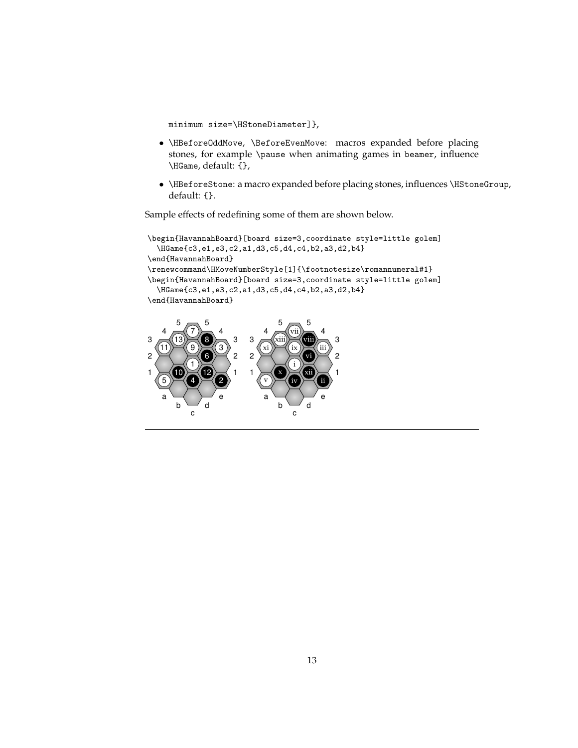```
minimum size=\HStoneDiameter]},
```

- `\HBeforeOddMove`, `\BeforeEvenMove`: macros expanded before placing stones, for example `\pause` when animating games in `beamer`, influence `\HGame`, default: `{}`,
- `\HBeforeStone`: a macro expanded before placing stones, influences `\HStoneGroup`, default: `{}`.

Sample effects of redefining some of them are shown below.

```
\begin{HavannahBoard}[board size=3,coordinate style=little golem]
  \HGame{c3,e1,e3,c2,a1,d3,c5,d4,c4,b2,a3,d2,b4}
\end{HavannahBoard}
\renewcommand\HMoveNumberStyle[1]{\footnotesize\romannumeral#1}
\begin{HavannahBoard}[board size=3,coordinate style=little golem]
  \HGame{c3,e1,e3,c2,a1,d3,c5,d4,c4,b2,a3,d2,b4}
\end{HavannahBoard}
```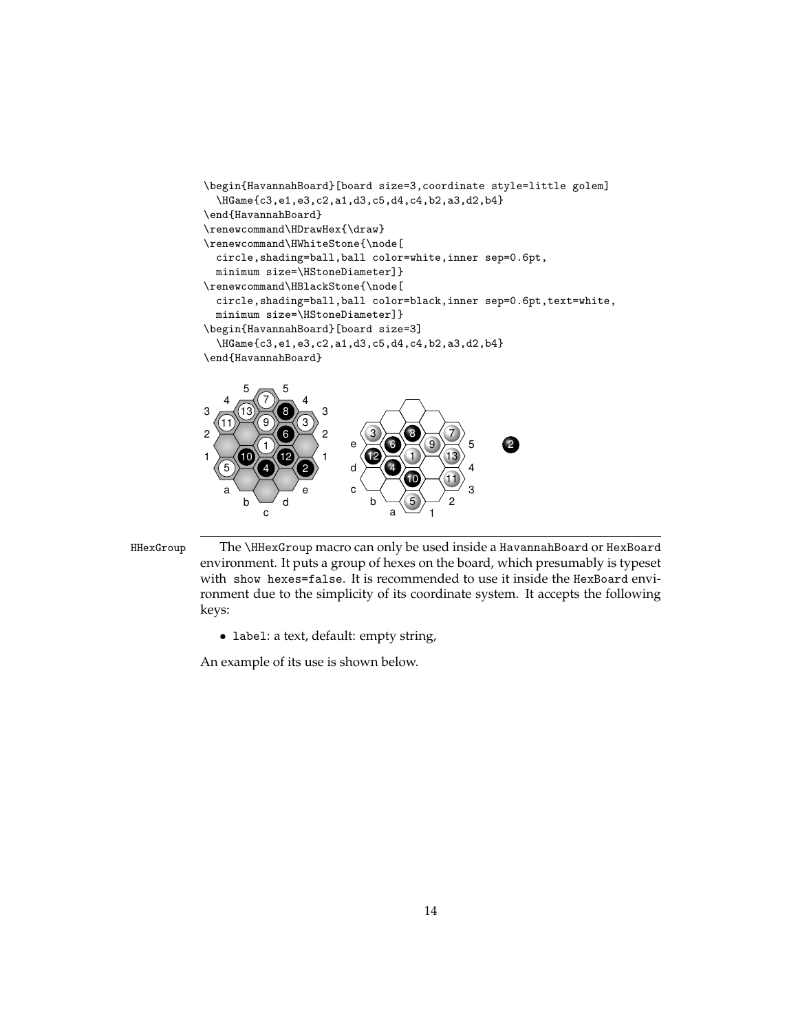```
\begin{HavannahBoard}[board size=3,coordinate style=little golem]
  \HGame{c3,e1,e3,c2,a1,d3,c5,d4,c4,b2,a3,d2,b4}
\end{HavannahBoard}
\renewcommand\HDrawHex{\draw}
\renewcommand\HWhiteStone{\node[
  circle,shading=ball,ball color=white,inner sep=0.6pt,
  minimum size=\HStoneDiameter]}
\renewcommand\HBlackStone{\node[
  circle,shading=ball,ball color=black,inner sep=0.6pt,text=white,
  minimum size=\HStoneDiameter]}
\begin{HavannahBoard}[board size=3]
  \HGame{c3,e1,e3,c2,a1,d3,c5,d4,c4,b2,a3,d2,b4}
\end{HavannahBoard}
```

HHexGroup

The `\HHexGroup` macro can only be used inside a `HavannahBoard` or `HexBoard` environment. It puts a group of hexes on the board, which presumably is typeset with `show hexes=false`. It is recommended to use it inside the `HexBoard` environment due to the simplicity of its coordinate system. It accepts the following keys:

- `label`: a text, default: empty string,

An example of its use is shown below.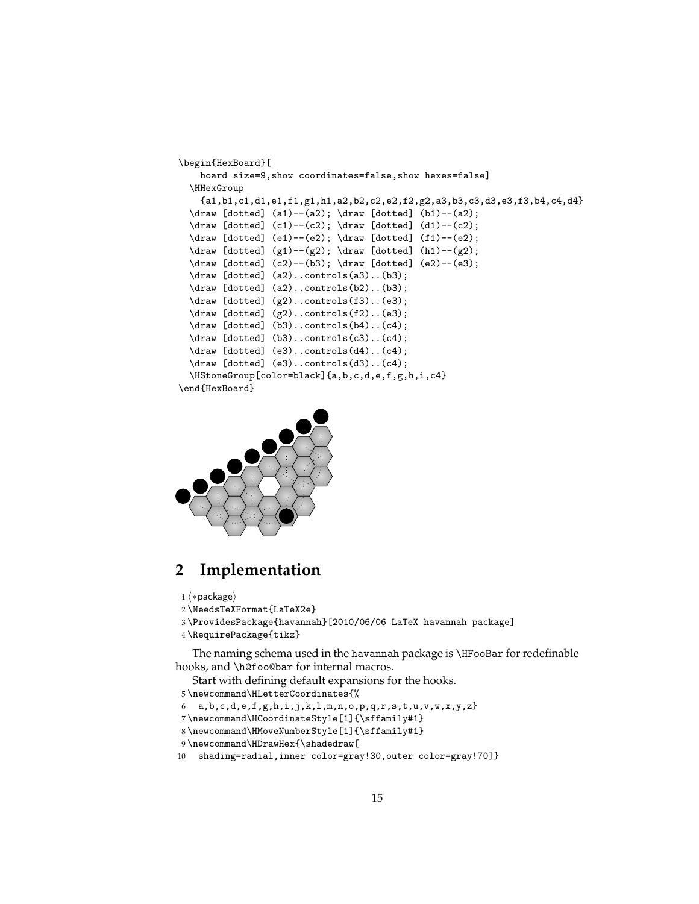```
\begin{HexBoard}[
    board size=9,show coordinates=false,show hexes=false]
  \HHexGroup
    {a1,b1,c1,d1,e1,f1,g1,h1,a2,b2,c2,e2,f2,g2,a3,b3,c3,d3,e3,f3,b4,c4,d4}
  \draw [dotted] (a1)--(a2); \draw [dotted] (b1)--(a2);
  \draw [dotted] (c1)--(c2); \draw [dotted] (d1)--(c2);
  \draw [dotted] (e1)--(e2); \draw [dotted] (f1)--(e2);
  \draw [dotted] (g1)--(g2); \draw [dotted] (h1)--(g2);
  \draw [dotted] (c2)--(b3); \draw [dotted] (e2)--(e3);
  \draw [dotted] (a2)..controls(a3)..(b3);
  \draw [dotted] (a2)..controls(b2)..(b3);
  \draw [dotted] (g2)..controls(f3)..(e3);
  \draw [dotted] (g2)..controls(f2)..(e3);
  \draw [dotted] (b3)..controls(b4)..(c4);
  \draw [dotted] (b3)..controls(c3)..(c4);
  \draw [dotted] (e3)..controls(d4)..(c4);
  \draw [dotted] (e3)..controls(d3)..(c4);
  \HStoneGroup[color=black]{a,b,c,d,e,f,g,h,i,c4}
\end{HexBoard}
```

## 2 Implementation

```
1 ⟨*package⟩
2 \NeedsTeXFormat{LaTeX2e}
3 \ProvidesPackage{havannah}[2010/06/06 LaTeX havannah package]
4 \RequirePackage{tikz}
```

The naming schema used in the havannah package is \HFooBar for redefinable hooks, and \h@foo@bar for internal macros.

Start with defining default expansions for the hooks.

```
5 \newcommand\HLetterCoordinates{%
6   a,b,c,d,e,f,g,h,i,j,k,l,m,n,o,p,q,r,s,t,u,v,w,x,y,z}
7 \newcommand\HCoordinateStyle[1]{\sffamily#1}
8 \newcommand\HMoveNumberStyle[1]{\sffamily#1}
9 \newcommand\HDrawHex{\shadedraw[
10   shading=radial,inner color=gray!30,outer color=gray!70]}
```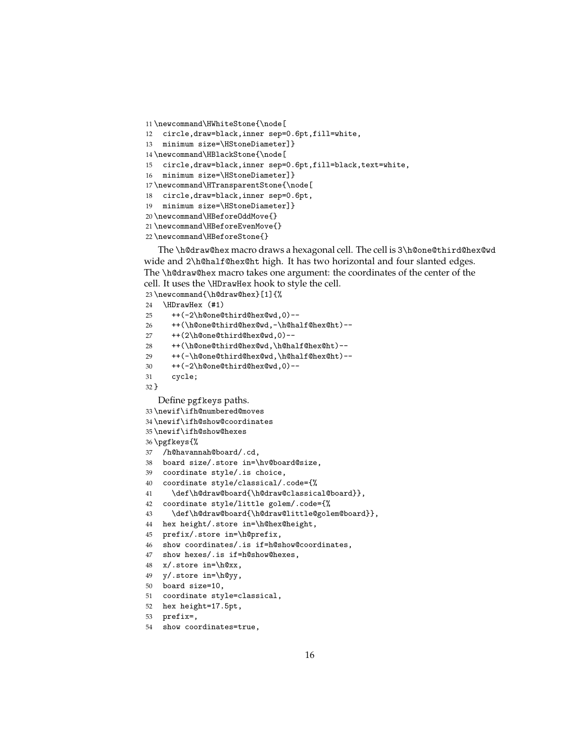```
11 \newcommand\HWhiteStone{\node[
12   circle,draw=black,inner sep=0.6pt,fill=white,
13   minimum size=\HStoneDiameter]}
14 \newcommand\HBlackStone{\node[
15   circle,draw=black,inner sep=0.6pt,fill=black,text=white,
16   minimum size=\HStoneDiameter]}
17 \newcommand\HTransparentStone{\node[
18   circle,draw=black,inner sep=0.6pt,
19   minimum size=\HStoneDiameter]}
20 \newcommand\HBeforeOddMove{}
21 \newcommand\HBeforeEvenMove{}
22 \newcommand\HBeforeStone{}
```

The `\h@draw@hex` macro draws a hexagonal cell. The cell is `3\h@one@third@hex@wd` wide and `2\h@half@hex@ht` high. It has two horizontal and four slanted edges. The `\h@draw@hex` macro takes one argument: the coordinates of the center of the cell. It uses the `\HDrawHex` hook to style the cell.

```
23 \newcommand{\h@draw@hex}[1]{%
24   \HDrawHex (#1)
25     ++(-2\h@one@third@hex@wd,0)--
26     ++(\h@one@third@hex@wd,-\h@half@hex@ht)--
27     ++(2\h@one@third@hex@wd,0)--
28     ++(\h@one@third@hex@wd,\h@half@hex@ht)--
29     ++(-\h@one@third@hex@wd,\h@half@hex@ht)--
30     ++(-2\h@one@third@hex@wd,0)--
31     cycle;
32 }
```

Define pgfkeys paths.

```
33 \newif\ifh@numbered@moves
34 \newif\ifh@show@coordinates
35 \newif\ifh@show@hexes
36 \pgfkeys{%
37   /h@havannah@board/.cd,
38   board size/.store in=\hv@board@size,
39   coordinate style/.is choice,
40   coordinate style/classical/.code={%
41     \def\h@draw@board{\h@draw@classical@board}},
42   coordinate style/little golem/.code={%
43     \def\h@draw@board{\h@draw@little@golem@board}},
44   hex height/.store in=\h@hex@height,
45   prefix/.store in=\h@prefix,
46   show coordinates/.is if=h@show@coordinates,
47   show hexes/.is if=h@show@hexes,
48   x/.store in=\h@xx,
49   y/.store in=\h@yy,
50   board size=10,
51   coordinate style=classical,
52   hex height=17.5pt,
53   prefix=,
54   show coordinates=true,
```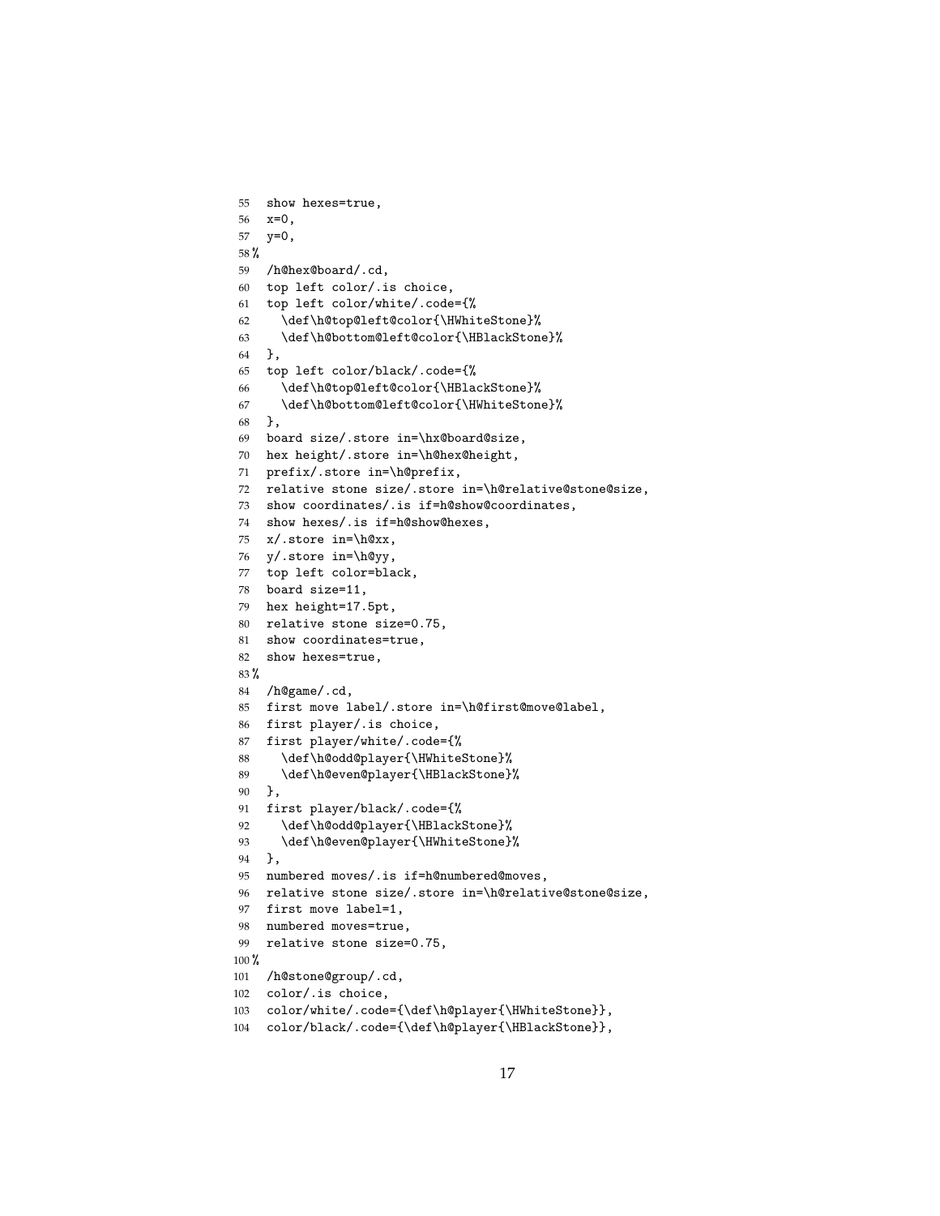```
55  show hexes=true,
56  x=0,
57  y=0,
58 %
59  /h@hex@board/.cd,
60  top left color/.is choice,
61  top left color/white/.code={%
62    \def\h@top@left@color{\HWhiteStone}%
63    \def\h@bottom@left@color{\HBlackStone}%
64  },
65  top left color/black/.code={%
66    \def\h@top@left@color{\HBlackStone}%
67    \def\h@bottom@left@color{\HWhiteStone}%
68  },
69  board size/.store in=\hx@board@size,
70  hex height/.store in=\h@hex@height,
71  prefix/.store in=\h@prefix,
72  relative stone size/.store in=\h@relative@stone@size,
73  show coordinates/.is if=h@show@coordinates,
74  show hexes/.is if=h@show@hexes,
75  x/.store in=\h@xx,
76  y/.store in=\h@yy,
77  top left color=black,
78  board size=11,
79  hex height=17.5pt,
80  relative stone size=0.75,
81  show coordinates=true,
82  show hexes=true,
83 %
84  /h@game/.cd,
85  first move label/.store in=\h@first@move@label,
86  first player/.is choice,
87  first player/white/.code={%
88    \def\h@odd@player{\HWhiteStone}%
89    \def\h@even@player{\HBlackStone}%
90  },
91  first player/black/.code={%
92    \def\h@odd@player{\HBlackStone}%
93    \def\h@even@player{\HWhiteStone}%
94  },
95  numbered moves/.is if=h@numbered@moves,
96  relative stone size/.store in=\h@relative@stone@size,
97  first move label=1,
98  numbered moves=true,
99  relative stone size=0.75,
100 %
101  /h@stone@group/.cd,
102  color/.is choice,
103  color/white/.code={\def\h@player{\HWhiteStone}},
104  color/black/.code={\def\h@player{\HBlackStone}},
```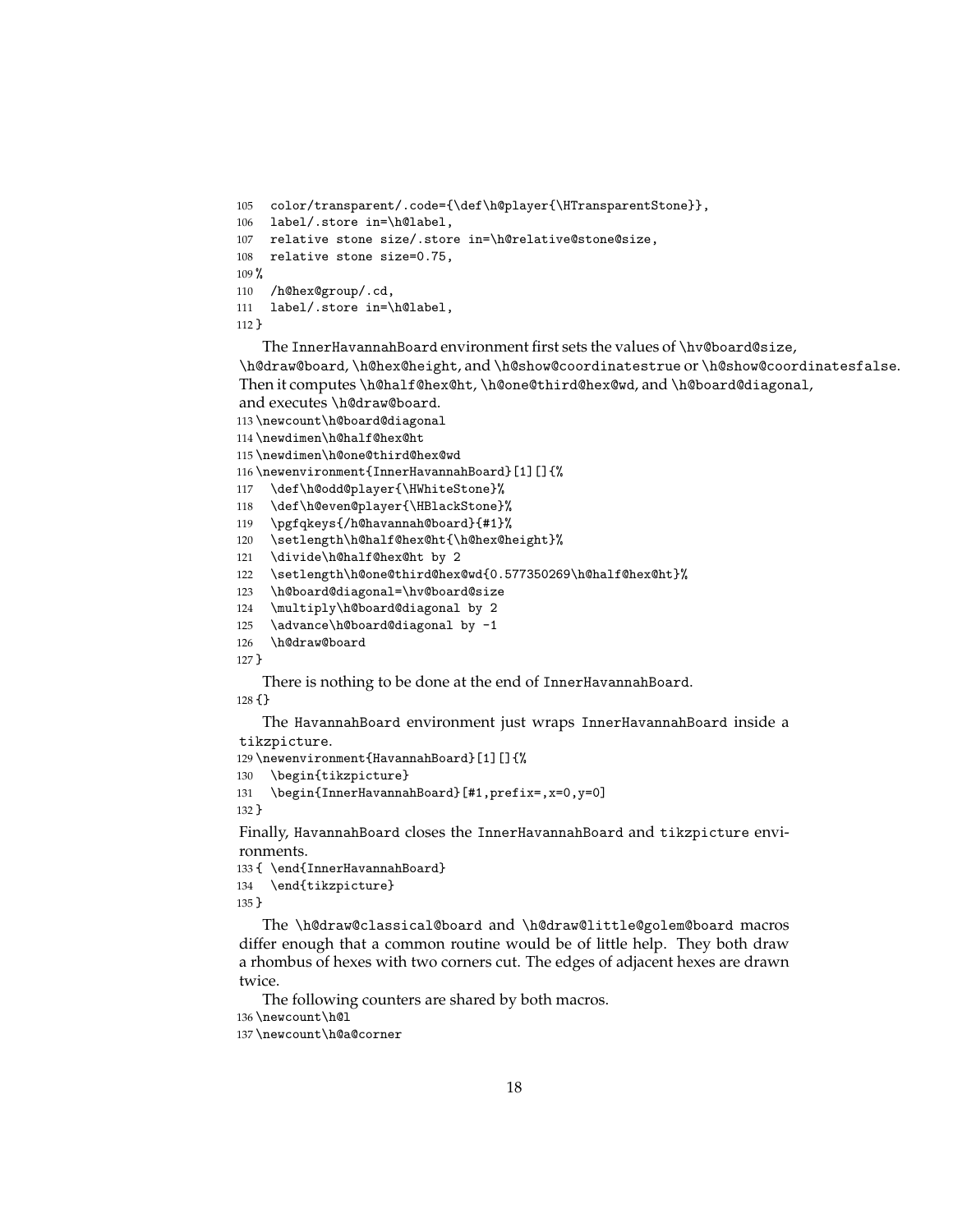```
105   color/transparent/.code={\def\h@player{\HTransparentStone}},
106   label/.store in=\h@label,
107   relative stone size/.store in=\h@relative@stone@size,
108   relative stone size=0.75,
109 %
110   /h@hex@group/.cd,
111   label/.store in=\h@label,
112 }
```

The InnerHavannahBoard environment first sets the values of `\hv@board@size`, `\h@draw@board`, `\h@hex@height`, and `\h@show@coordinatestrue` or `\h@show@coordinatesfalse`. Then it computes `\h@half@hex@ht`, `\h@one@third@hex@wd`, and `\h@board@diagonal`, and executes `\h@draw@board`.

```
113 \newcount\h@board@diagonal
114 \newdimen\h@half@hex@ht
115 \newdimen\h@one@third@hex@wd
116 \newenvironment{InnerHavannahBoard}[1][]{%
117   \def\h@odd@player{\HWhiteStone}%
118   \def\h@even@player{\HBlackStone}%
119   \pgfqkeys{/h@havannah@board}{#1}%
120   \setlength\h@half@hex@ht{\h@hex@height}%
121   \divide\h@half@hex@ht by 2
122   \setlength\h@one@third@hex@wd{0.577350269\h@half@hex@ht}%
123   \h@board@diagonal=\hv@board@size
124   \multiply\h@board@diagonal by 2
125   \advance\h@board@diagonal by -1
126   \h@draw@board
127 }
```

There is nothing to be done at the end of InnerHavannahBoard.

```
128 {}
```

The HavannahBoard environment just wraps InnerHavannahBoard inside a tikzpicture.

```
129 \newenvironment{HavannahBoard}[1][]{%
130   \begin{tikzpicture}
131   \begin{InnerHavannahBoard}[#1,prefix=,x=0,y=0]
132 }
```

Finally, HavannahBoard closes the InnerHavannahBoard and tikzpicture environments.

```
133 { \end{InnerHavannahBoard}
134   \end{tikzpicture}
135 }
```

The `\h@draw@classical@board` and `\h@draw@little@golem@board` macros differ enough that a common routine would be of little help. They both draw a rhombus of hexes with two corners cut. The edges of adjacent hexes are drawn twice.

The following counters are shared by both macros.

```
136 \newcount\h@l
137 \newcount\h@a@corner
```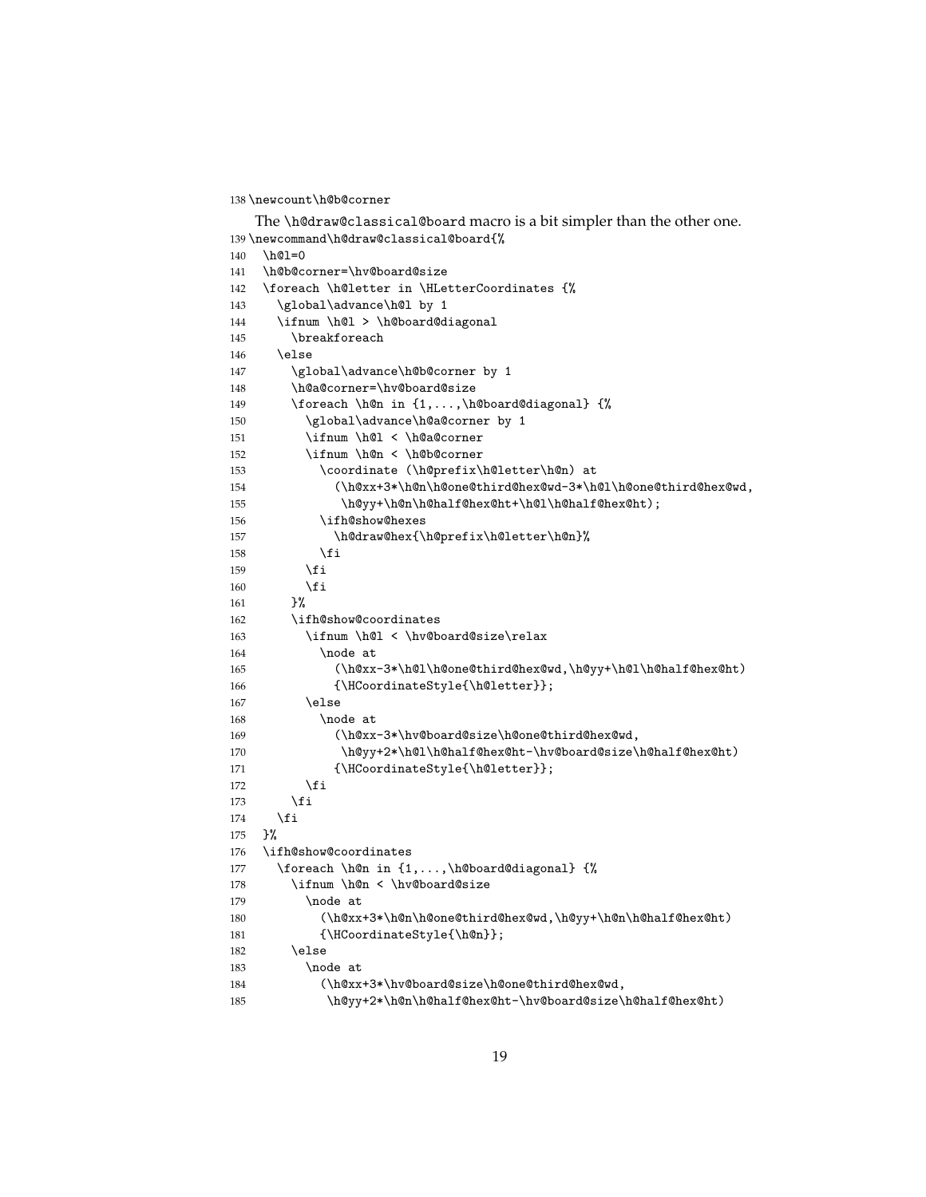```
138 \newcount\h@b@corner
```

The `\h@draw@classical@board` macro is a bit simpler than the other one.

```
139 \newcommand\h@draw@classical@board{%
140   \h@l=0
141   \h@b@corner=\hv@board@size
142   \foreach \h@letter in \HLetterCoordinates {%
143     \global\advance\h@l by 1
144     \ifnum \h@l > \h@board@diagonal
145       \breakforeach
146     \else
147       \global\advance\h@b@corner by 1
148       \h@a@corner=\hv@board@size
149       \foreach \h@n in {1,...,\h@board@diagonal} {%
150         \global\advance\h@a@corner by 1
151         \ifnum \h@l < \h@a@corner
152         \ifnum \h@n < \h@b@corner
153           \coordinate (\h@prefix\h@letter\h@n) at
154             (\h@xx+3*\h@n\h@one@third@hex@wd-3*\h@l\h@one@third@hex@wd,
155              \h@yy+\h@n\h@half@hex@ht+\h@l\h@half@hex@ht);
156           \ifh@show@hexes
157             \h@draw@hex{\h@prefix\h@letter\h@n}%
158           \fi
159         \fi
160         \fi
161       }%
162       \ifh@show@coordinates
163         \ifnum \h@l < \hv@board@size\relax
164           \node at
165             (\h@xx-3*\h@l\h@one@third@hex@wd,\h@yy+\h@l\h@half@hex@ht)
166             {\HCoordinateStyle{\h@letter}};
167         \else
168           \node at
169             (\h@xx-3*\hv@board@size\h@one@third@hex@wd,
170              \h@yy+2*\h@l\h@half@hex@ht-\hv@board@size\h@half@hex@ht)
171             {\HCoordinateStyle{\h@letter}};
172         \fi
173       \fi
174     \fi
175   }%
176   \ifh@show@coordinates
177     \foreach \h@n in {1,...,\h@board@diagonal} {%
178       \ifnum \h@n < \hv@board@size
179         \node at
180           (\h@xx+3*\h@n\h@one@third@hex@wd,\h@yy+\h@n\h@half@hex@ht)
181           {\HCoordinateStyle{\h@n}};
182       \else
183         \node at
184           (\h@xx+3*\hv@board@size\h@one@third@hex@wd,
185            \h@yy+2*\h@n\h@half@hex@ht-\hv@board@size\h@half@hex@ht)
```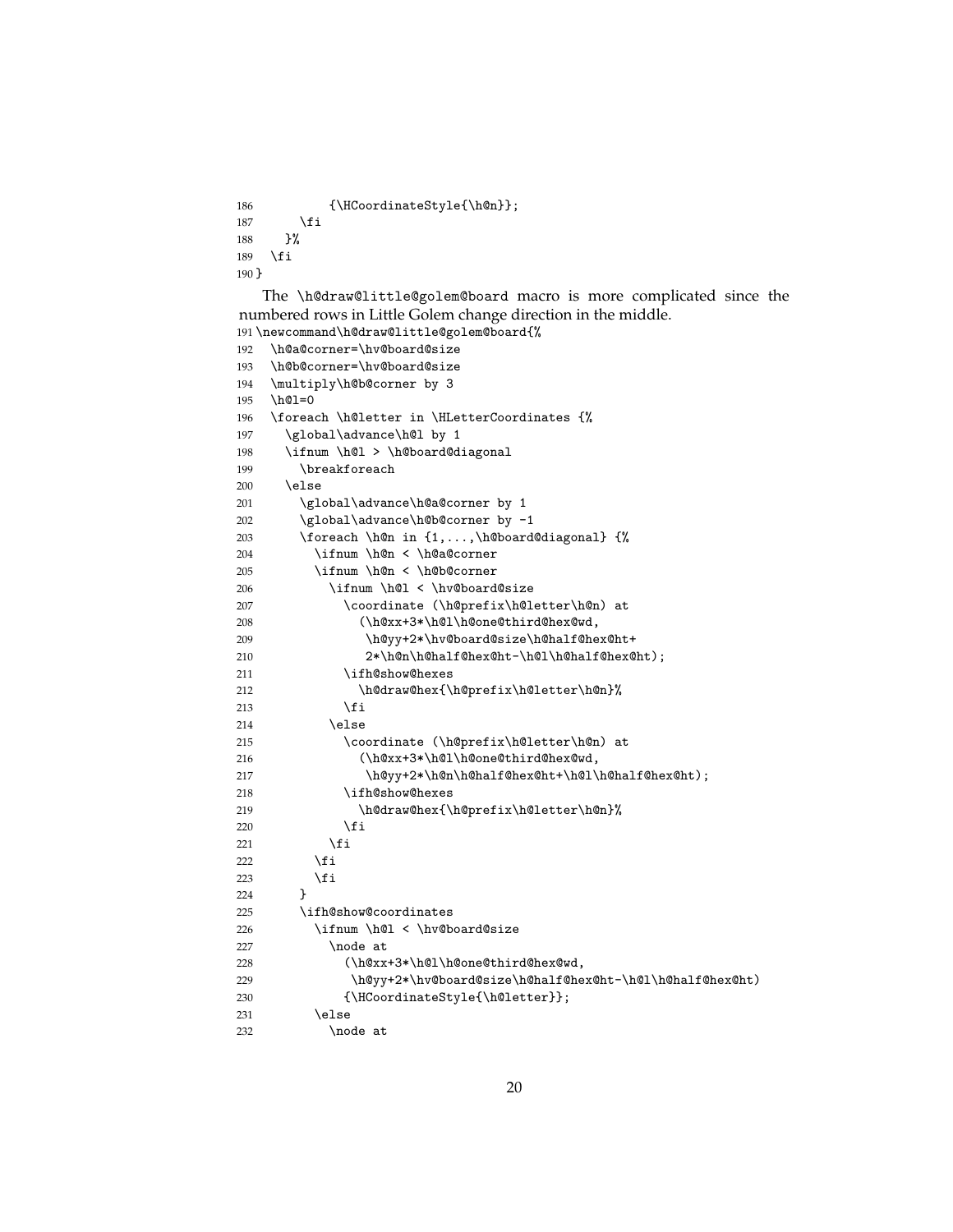```
186          {\HCoordinateStyle{\h@n}};
187      \fi
188    }%
189  \fi
190 }
```

The `\h@draw@little@golem@board` macro is more complicated since the numbered rows in Little Golem change direction in the middle.

```
191 \newcommand\h@draw@little@golem@board{%
192   \h@a@corner=\hv@board@size
193   \h@b@corner=\hv@board@size
194   \multiply\h@b@corner by 3
195   \h@l=0
196   \foreach \h@letter in \HLetterCoordinates {%
197     \global\advance\h@l by 1
198     \ifnum \h@l > \h@board@diagonal
199       \breakforeach
200     \else
201       \global\advance\h@a@corner by 1
202       \global\advance\h@b@corner by -1
203       \foreach \h@n in {1,...,\h@board@diagonal} {%
204         \ifnum \h@n < \h@a@corner
205         \ifnum \h@n < \h@b@corner
206           \ifnum \h@l < \hv@board@size
207             \coordinate (\h@prefix\h@letter\h@n) at
208               (\h@xx+3*\h@l\h@one@third@hex@wd,
209                \h@yy+2*\hv@board@size\h@half@hex@ht+
210                2*\h@n\h@half@hex@ht-\h@l\h@half@hex@ht);
211             \ifh@show@hexes
212               \h@draw@hex{\h@prefix\h@letter\h@n}%
213             \fi
214           \else
215             \coordinate (\h@prefix\h@letter\h@n) at
216               (\h@xx+3*\h@l\h@one@third@hex@wd,
217                \h@yy+2*\h@n\h@half@hex@ht+\h@l\h@half@hex@ht);
218             \ifh@show@hexes
219               \h@draw@hex{\h@prefix\h@letter\h@n}%
220             \fi
221           \fi
222         \fi
223         \fi
224       }
225       \ifh@show@coordinates
226         \ifnum \h@l < \hv@board@size
227           \node at
228             (\h@xx+3*\h@l\h@one@third@hex@wd,
229              \h@yy+2*\hv@board@size\h@half@hex@ht-\h@l\h@half@hex@ht)
230             {\HCoordinateStyle{\h@letter}};
231         \else
232           \node at
```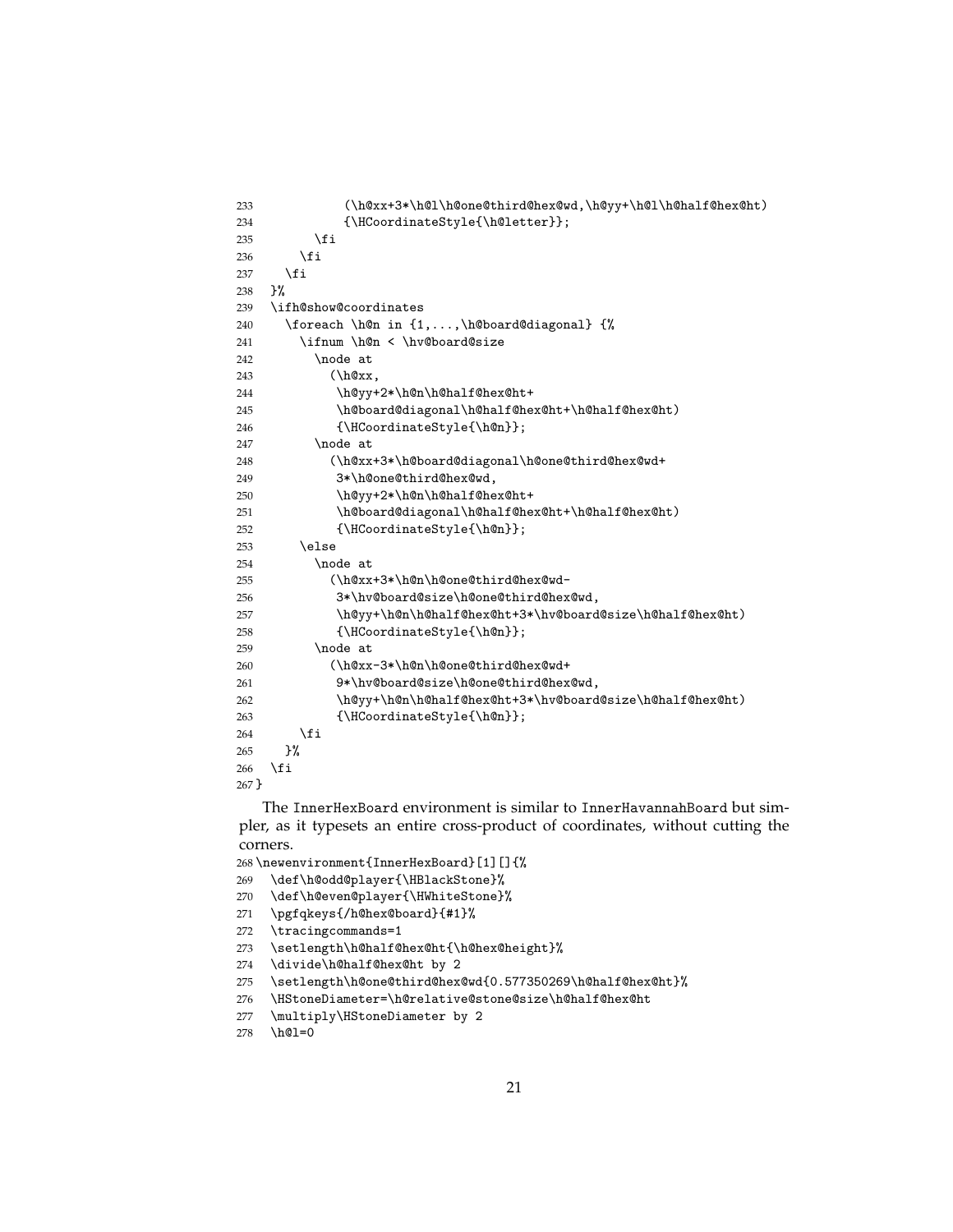```
233           (\h@xx+3*\h@l\h@one@third@hex@wd,\h@yy+\h@l\h@half@hex@ht)
234           {\HCoordinateStyle{\h@letter}};
235       \fi
236     \fi
237   \fi
238 }%
239 \ifh@show@coordinates
240   \foreach \h@n in {1,...,\h@board@diagonal} {%
241     \ifnum \h@n < \hv@board@size
242       \node at
243         (\h@xx,
244          \h@yy+2*\h@n\h@half@hex@ht+
245          \h@board@diagonal\h@half@hex@ht+\h@half@hex@ht)
246          {\HCoordinateStyle{\h@n}};
247       \node at
248         (\h@xx+3*\h@board@diagonal\h@one@third@hex@wd+
249          3*\h@one@third@hex@wd,
250          \h@yy+2*\h@n\h@half@hex@ht+
251          \h@board@diagonal\h@half@hex@ht+\h@half@hex@ht)
252          {\HCoordinateStyle{\h@n}};
253     \else
254       \node at
255         (\h@xx+3*\h@n\h@one@third@hex@wd-
256          3*\hv@board@size\h@one@third@hex@wd,
257          \h@yy+\h@n\h@half@hex@ht+3*\hv@board@size\h@half@hex@ht)
258          {\HCoordinateStyle{\h@n}};
259       \node at
260         (\h@xx-3*\h@n\h@one@third@hex@wd+
261          9*\hv@board@size\h@one@third@hex@wd,
262          \h@yy+\h@n\h@half@hex@ht+3*\hv@board@size\h@half@hex@ht)
263          {\HCoordinateStyle{\h@n}};
264     \fi
265   }%
266 \fi
267 }
```

The InnerHexBoard environment is similar to InnerHavannahBoard but simpler, as it typesets an entire cross-product of coordinates, without cutting the corners.

```
268 \newenvironment{InnerHexBoard}[1][]{%
269   \def\h@odd@player{\HBlackStone}%
270   \def\h@even@player{\HWhiteStone}%
271   \pgfqkeys{/h@hex@board}{#1}%
272   \tracingcommands=1
273   \setlength\h@half@hex@ht{\h@hex@height}%
274   \divide\h@half@hex@ht by 2
275   \setlength\h@one@third@hex@wd{0.577350269\h@half@hex@ht}%
276   \HStoneDiameter=\h@relative@stone@size\h@half@hex@ht
277   \multiply\HStoneDiameter by 2
278   \h@l=0
```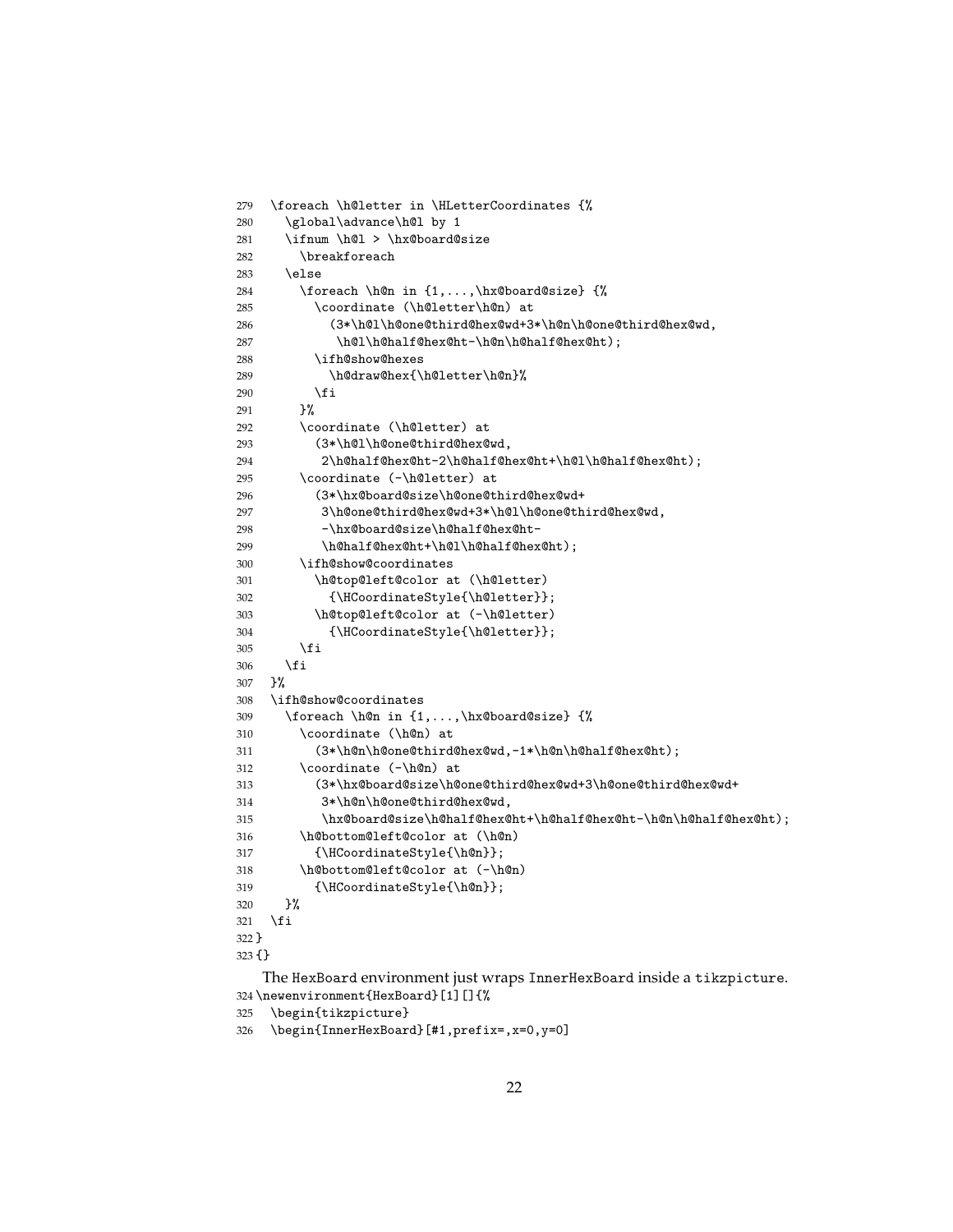```
279   \foreach \h@letter in \HLetterCoordinates {%
280     \global\advance\h@l by 1
281     \ifnum \h@l > \hx@board@size
282       \breakforeach
283     \else
284       \foreach \h@n in {1,...,\hx@board@size} {%
285         \coordinate (\h@letter\h@n) at
286           (3*\h@l\h@one@third@hex@wd+3*\h@n\h@one@third@hex@wd,
287            \h@l\h@half@hex@ht-\h@n\h@half@hex@ht);
288         \ifh@show@hexes
289           \h@draw@hex{\h@letter\h@n}%
290         \fi
291       }%
292       \coordinate (\h@letter) at
293         (3*\h@l\h@one@third@hex@wd,
294          2\h@half@hex@ht-2\h@half@hex@ht+\h@l\h@half@hex@ht);
295       \coordinate (-\h@letter) at
296         (3*\hx@board@size\h@one@third@hex@wd+
297          3\h@one@third@hex@wd+3*\h@l\h@one@third@hex@wd,
298          -\hx@board@size\h@half@hex@ht-
299          \h@half@hex@ht+\h@l\h@half@hex@ht);
300       \ifh@show@coordinates
301         \h@top@left@color at (\h@letter)
302           {\HCoordinateStyle{\h@letter}};
303         \h@top@left@color at (-\h@letter)
304           {\HCoordinateStyle{\h@letter}};
305       \fi
306     \fi
307   }%
308   \ifh@show@coordinates
309     \foreach \h@n in {1,...,\hx@board@size} {%
310       \coordinate (\h@n) at
311         (3*\h@n\h@one@third@hex@wd,-1*\h@n\h@half@hex@ht);
312       \coordinate (-\h@n) at
313         (3*\hx@board@size\h@one@third@hex@wd+3\h@one@third@hex@wd+
314          3*\h@n\h@one@third@hex@wd,
315          \hx@board@size\h@half@hex@ht+\h@half@hex@ht-\h@n\h@half@hex@ht);
316       \h@bottom@left@color at (\h@n)
317         {\HCoordinateStyle{\h@n}};
318       \h@bottom@left@color at (-\h@n)
319         {\HCoordinateStyle{\h@n}};
320     }%
321   \fi
322 }
323 {}
```

The HexBoard environment just wraps InnerHexBoard inside a tikzpicture.

```
324 \newenvironment{HexBoard}[1][]{%
325   \begin{tikzpicture}
326   \begin{InnerHexBoard}[#1,prefix=,x=0,y=0]
```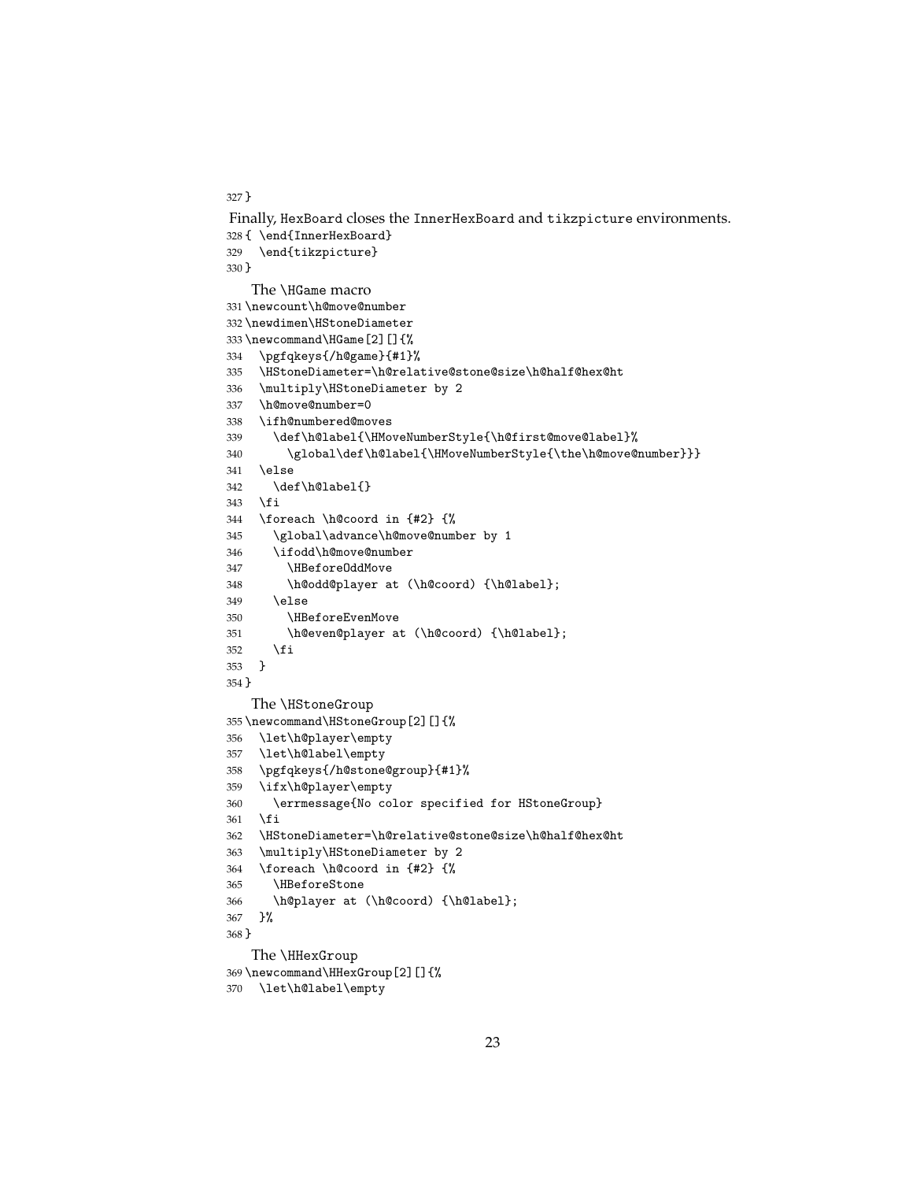```
327 }
```

Finally, `HexBoard` closes the `InnerHexBoard` and `tikzpicture` environments.

```
328 { \end{InnerHexBoard}
329   \end{tikzpicture}
330 }
```

The `\HGame` macro

```
331 \newcount\h@move@number
332 \newdimen\HStoneDiameter
333 \newcommand\HGame[2][]{%
334   \pgfqkeys{/h@game}{#1}%
335   \HStoneDiameter=\h@relative@stone@size\h@half@hex@ht
336   \multiply\HStoneDiameter by 2
337   \h@move@number=0
338   \ifh@numbered@moves
339     \def\h@label{\HMoveNumberStyle{\h@first@move@label}%
340       \global\def\h@label{\HMoveNumberStyle{\the\h@move@number}}}
341   \else
342     \def\h@label{}
343   \fi
344   \foreach \h@coord in {#2} {%
345     \global\advance\h@move@number by 1
346     \ifodd\h@move@number
347       \HBeforeOddMove
348       \h@odd@player at (\h@coord) {\h@label};
349     \else
350       \HBeforeEvenMove
351       \h@even@player at (\h@coord) {\h@label};
352     \fi
353   }
354 }
```

The `\HStoneGroup`

```
355 \newcommand\HStoneGroup[2][]{%
356   \let\h@player\empty
357   \let\h@label\empty
358   \pgfqkeys{/h@stone@group}{#1}%
359   \ifx\h@player\empty
360     \errmessage{No color specified for HStoneGroup}
361   \fi
362   \HStoneDiameter=\h@relative@stone@size\h@half@hex@ht
363   \multiply\HStoneDiameter by 2
364   \foreach \h@coord in {#2} {%
365     \HBeforeStone
366     \h@player at (\h@coord) {\h@label};
367   }%
368 }
```

The `\HHexGroup`

```
369 \newcommand\HHexGroup[2][]{%
370   \let\h@label\empty
```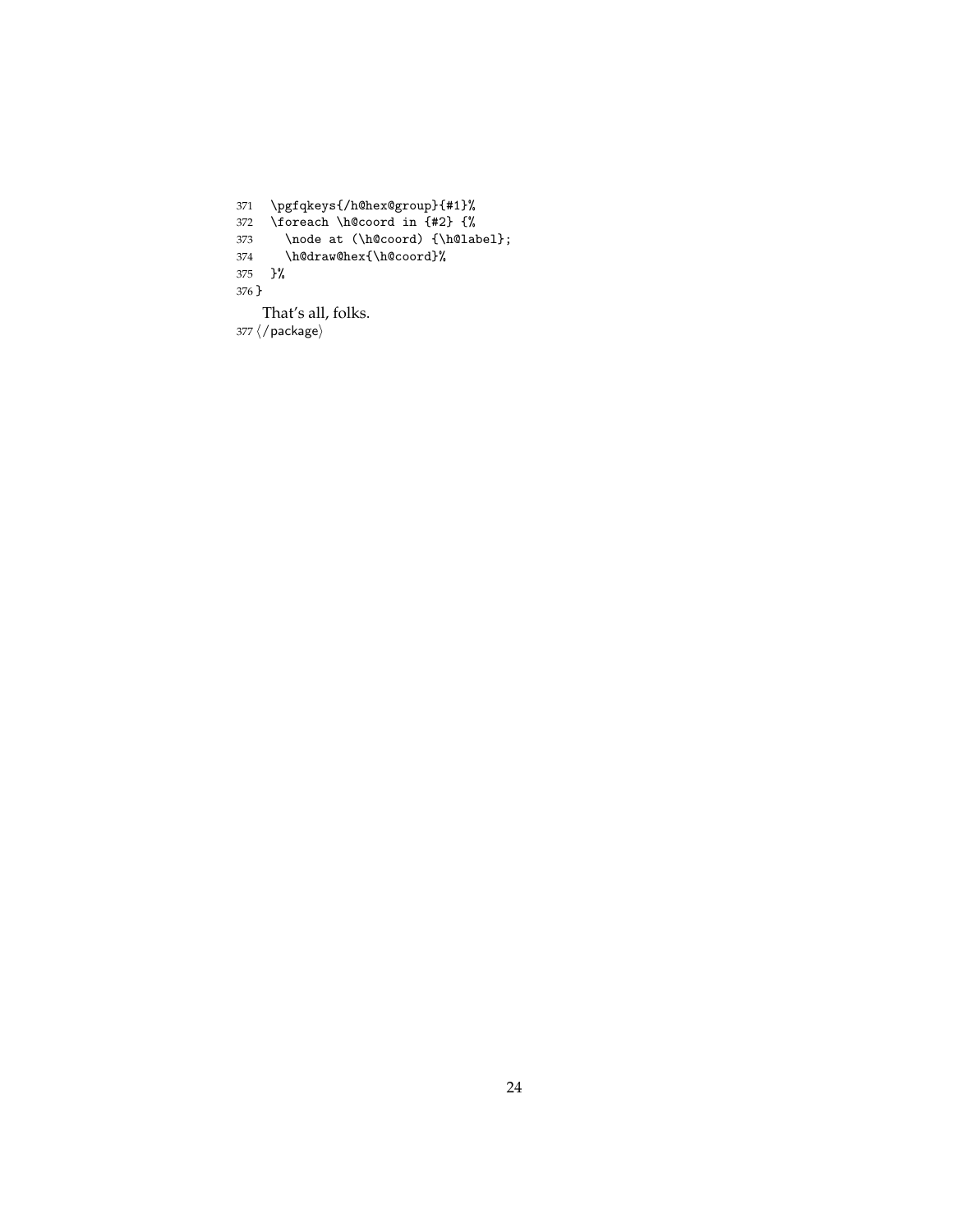```
371   \pgfqkeys{/h@hex@group}{#1}%
372   \foreach \h@coord in {#2} {%
373     \node at (\h@coord) {\h@label};
374     \h@draw@hex{\h@coord}%
375   }%
376 }
```

That's all, folks.

```
377 </package>
```